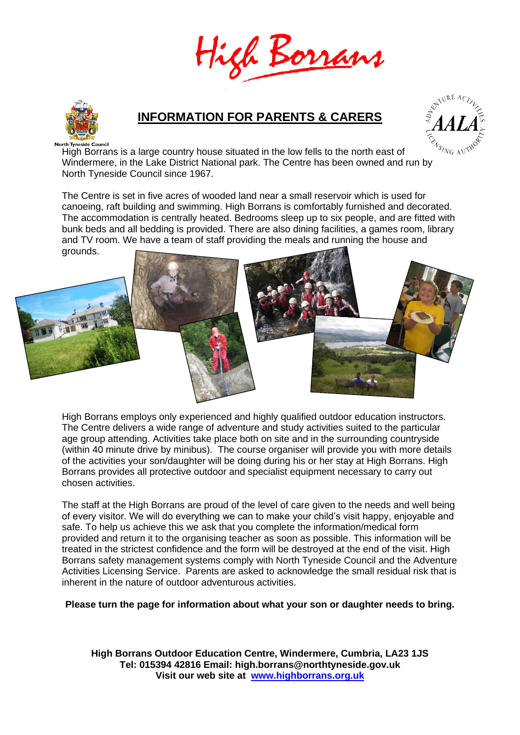# High Borrans

North Tyneside Council

## INFORMATION FOR PARENTS & CARERS

High Borrans is a large country house situated in the low fells to the north east of Windermere, in the Lake District National park. The Centre has been owned and run by North Tyneside Council since 1967.

The Centre is set in five acres of wooded land near a small reservoir which is used for canoeing, raft building and swimming. High Borrans is comfortably furnished and decorated. The accommodation is centrally heated. Bedrooms sleep up to six people, and are fitted with bunk beds and all bedding is provided. There are also dining facilities, a games room, library and TV room. We have a team of staff providing the meals and running the house and grounds.

High Borrans employs only experienced and highly qualified outdoor education instructors. The Centre delivers a wide range of adventure and study activities suited to the particular age group attending. Activities take place both on site and in the surrounding countryside (within 40 minute drive by minibus). The course organiser will provide you with more details of the activities your son/daughter will be doing during his or her stay at High Borrans. High Borrans provides all protective outdoor and specialist equipment necessary to carry out chosen activities.

The staff at the High Borrans are proud of the level of care given to the needs and well being of every visitor. We will do everything we can to make your child's visit happy, enjoyable and safe. To help us achieve this we ask that you complete the information/medical form provided and return it to the organising teacher as soon as possible. This information will be treated in the strictest confidence and the form will be destroyed at the end of the visit. High Borrans safety management systems comply with North Tyneside Council and the Adventure Activities Licensing Service. Parents are asked to acknowledge the small residual risk that is inherent in the nature of outdoor adventurous activities.

**Please turn the page for information about what your son or daughter needs to bring.**

**High Borrans Outdoor Education Centre, Windermere, Cumbria, LA23 1JS**
**Tel: 015394 42816 Email: high.borrans@northtyneside.gov.uk**
**Visit our web site at [www.highborrans.org.uk](www.highborrans.org.uk)**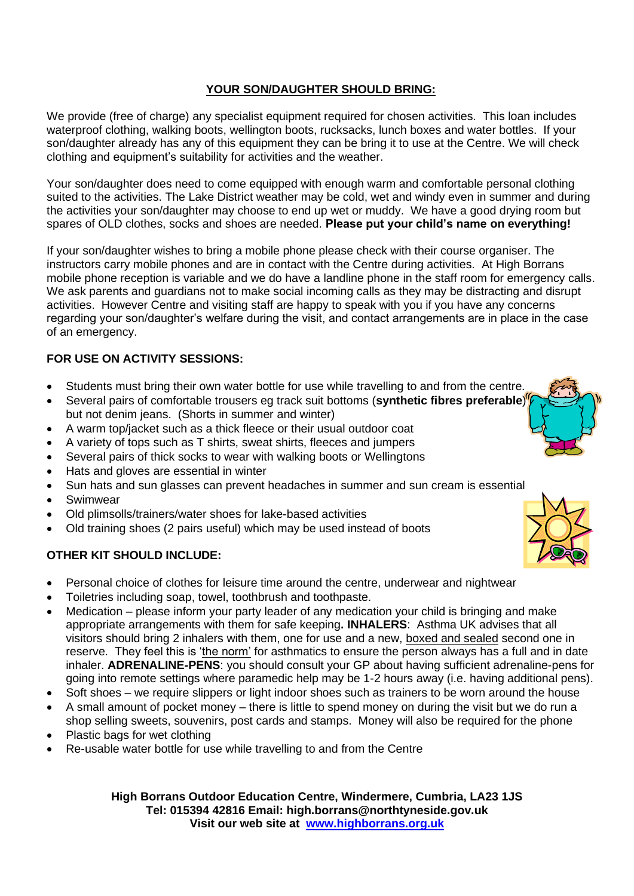## YOUR SON/DAUGHTER SHOULD BRING:

We provide (free of charge) any specialist equipment required for chosen activities. This loan includes waterproof clothing, walking boots, wellington boots, rucksacks, lunch boxes and water bottles. If your son/daughter already has any of this equipment they can be bring it to use at the Centre. We will check clothing and equipment's suitability for activities and the weather.

Your son/daughter does need to come equipped with enough warm and comfortable personal clothing suited to the activities. The Lake District weather may be cold, wet and windy even in summer and during the activities your son/daughter may choose to end up wet or muddy. We have a good drying room but spares of OLD clothes, socks and shoes are needed. **Please put your child's name on everything!**

If your son/daughter wishes to bring a mobile phone please check with their course organiser. The instructors carry mobile phones and are in contact with the Centre during activities. At High Borrans mobile phone reception is variable and we do have a landline phone in the staff room for emergency calls. We ask parents and guardians not to make social incoming calls as they may be distracting and disrupt activities. However Centre and visiting staff are happy to speak with you if you have any concerns regarding your son/daughter's welfare during the visit, and contact arrangements are in place in the case of an emergency.

### FOR USE ON ACTIVITY SESSIONS:

- Students must bring their own water bottle for use while travelling to and from the centre.
- Several pairs of comfortable trousers eg track suit bottoms (**synthetic fibres preferable**) but not denim jeans. (Shorts in summer and winter)
- A warm top/jacket such as a thick fleece or their usual outdoor coat
- A variety of tops such as T shirts, sweat shirts, fleeces and jumpers
- Several pairs of thick socks to wear with walking boots or Wellingtons
- Hats and gloves are essential in winter
- Sun hats and sun glasses can prevent headaches in summer and sun cream is essential
- Swimwear
- Old plimsolls/trainers/water shoes for lake-based activities
- Old training shoes (2 pairs useful) which may be used instead of boots

### OTHER KIT SHOULD INCLUDE:

- Personal choice of clothes for leisure time around the centre, underwear and nightwear
- Toiletries including soap, towel, toothbrush and toothpaste.
- Medication – please inform your party leader of any medication your child is bringing and make appropriate arrangements with them for safe keeping**. INHALERS**: Asthma UK advises that all visitors should bring 2 inhalers with them, one for use and a new, boxed and sealed second one in reserve. They feel this is 'the norm' for asthmatics to ensure the person always has a full and in date inhaler. **ADRENALINE-PENS**: you should consult your GP about having sufficient adrenaline-pens for going into remote settings where paramedic help may be 1-2 hours away (i.e. having additional pens).
- Soft shoes – we require slippers or light indoor shoes such as trainers to be worn around the house
- A small amount of pocket money – there is little to spend money on during the visit but we do run a shop selling sweets, souvenirs, post cards and stamps. Money will also be required for the phone
- Plastic bags for wet clothing
- Re-usable water bottle for use while travelling to and from the Centre

**High Borrans Outdoor Education Centre, Windermere, Cumbria, LA23 1JS**
**Tel: 015394 42816 Email: high.borrans@northtyneside.gov.uk**
**Visit our web site at [www.highborrans.org.uk](http://www.highborrans.org.uk)**